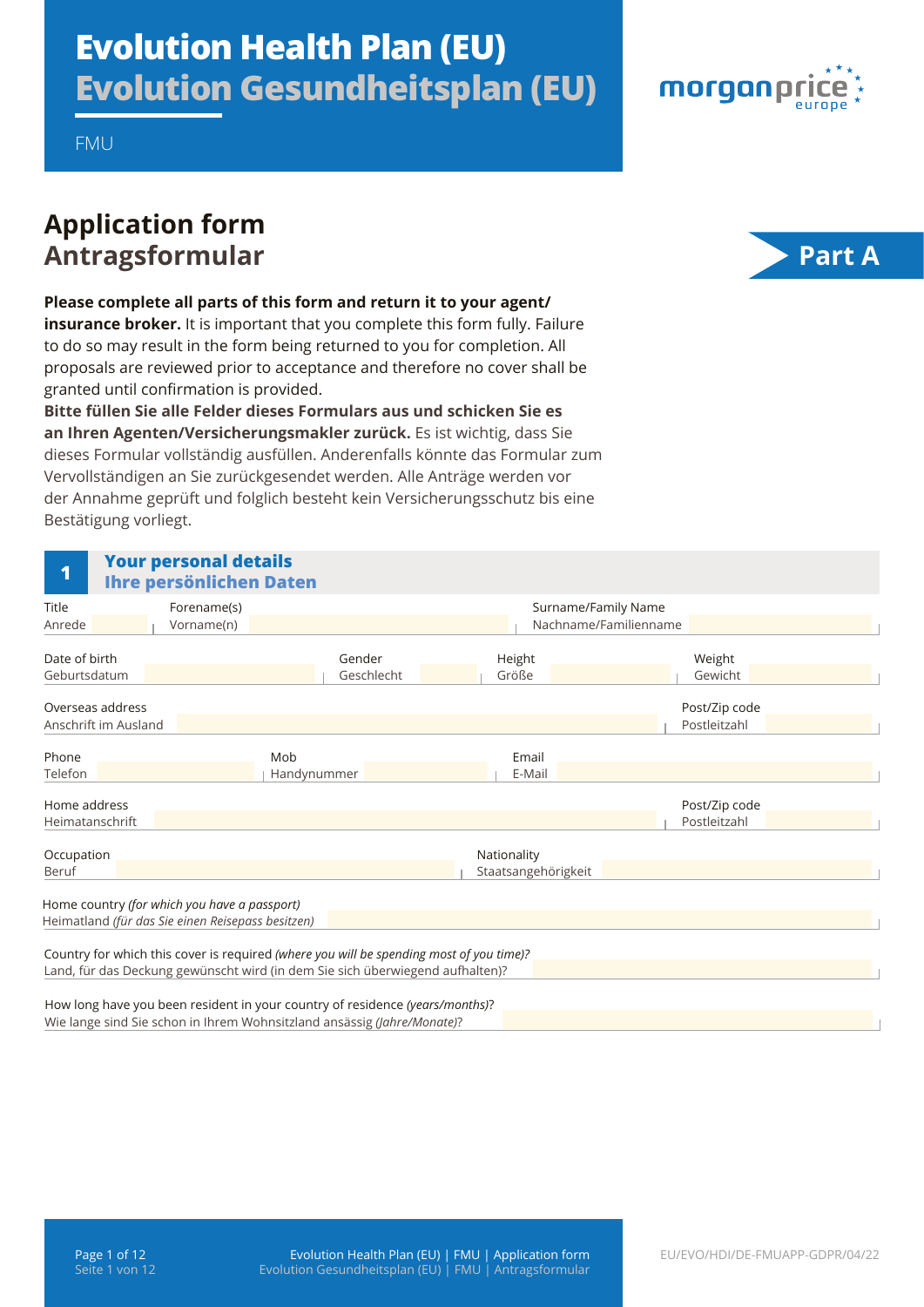# Evolution Health Plan (EU)
# Evolution Gesundheitsplan (EU)

FMU

morganprice europe

## Application form
## Antragsformular

**Part A**

**Please complete all parts of this form and return it to your agent/ insurance broker.** It is important that you complete this form fully. Failure to do so may result in the form being returned to you for completion. All proposals are reviewed prior to acceptance and therefore no cover shall be granted until confirmation is provided.
**Bitte füllen Sie alle Felder dieses Formulars aus und schicken Sie es an Ihren Agenten/Versicherungsmakler zurück.** Es ist wichtig, dass Sie dieses Formular vollständig ausfüllen. Anderenfalls könnte das Formular zum Vervollständigen an Sie zurückgesendet werden. Alle Anträge werden vor der Annahme geprüft und folglich besteht kein Versicherungsschutz bis eine Bestätigung vorliegt.

### 1 Your personal details / Ihre persönlichen Daten

Title / Anrede: ______ Forename(s) / Vorname(n): ______ Surname/Family Name / Nachname/Familienname: ______

Date of birth / Geburtsdatum: ______ Gender / Geschlecht: ______ Height / Größe: ______ Weight / Gewicht: ______

Overseas address / Anschrift im Ausland: ______ Post/Zip code / Postleitzahl: ______

Phone / Telefon: ______ Mob / Handynummer: ______ Email / E-Mail: ______

Home address / Heimatanschrift: ______ Post/Zip code / Postleitzahl: ______

Occupation / Beruf: ______ Nationality / Staatsangehörigkeit: ______

Home country *(for which you have a passport)* / Heimatland *(für das Sie einen Reisepass besitzen)*: ______

Country for which this cover is required *(where you will be spending most of you time)?* / Land, für das Deckung gewünscht wird (in dem Sie sich überwiegend aufhalten)? ______

How long have you been resident in your country of residence *(years/months)*? / Wie lange sind Sie schon in Ihrem Wohnsitzland ansässig *(Jahre/Monate)*? ______

EU/EVO/HDI/DE-FMUAPP-GDPR/04/22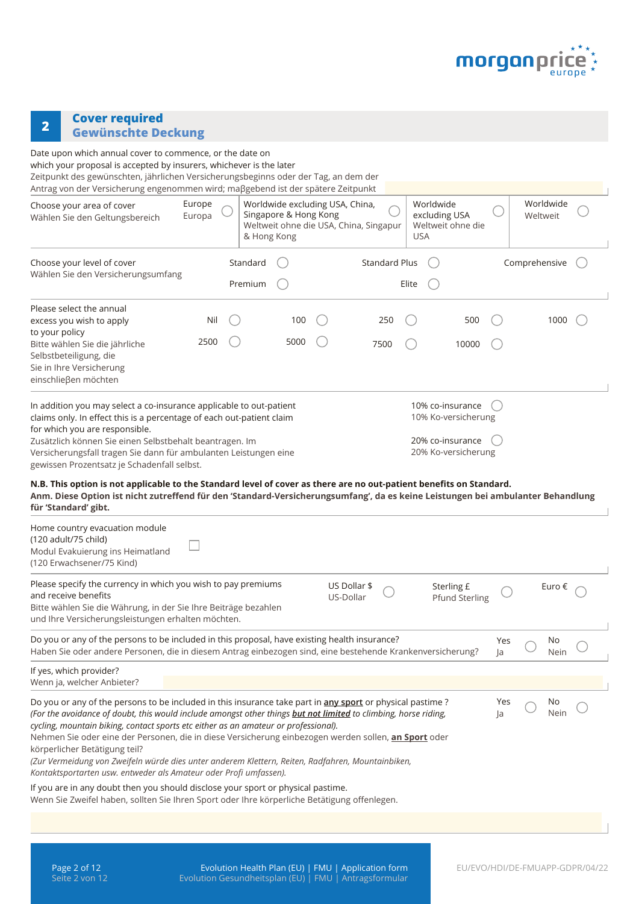## 2 Cover required
## Gewünschte Deckung

Date upon which annual cover to commence, or the date on which your proposal is accepted by insurers, whichever is the later
Zeitpunkt des gewünschten, jährlichen Versicherungsbeginns oder der Tag, an dem der Antrag von der Versicherung angenommen wird; maβgebend ist der spätere Zeitpunkt

| Choose your area of cover<br>Wählen Sie den Geltungsbereich | Europe<br>Europa ◯ | Worldwide excluding USA, China, Singapore & Hong Kong<br>Weltweit ohne die USA, China, Singapur & Hong Kong ◯ | Worldwide excluding USA<br>Weltweit ohne die USA ◯ | Worldwide<br>Weltweit ◯ |
|---|---|---|---|---|

| Choose your level of cover<br>Wählen Sie den Versicherungsumfang | Standard ◯ | Standard Plus ◯ | Comprehensive ◯ |
|---|---|---|---|
| | Premium ◯ | Elite ◯ | |

| Please select the annual excess you wish to apply to your policy<br>Bitte wählen Sie die jährliche Selbstbeteiligung, die Sie in Ihre Versicherung einschlieβen möchten | Nil ◯ | 100 ◯ | 250 ◯ | 500 ◯ | 1000 ◯ |
|---|---|---|---|---|---|
| | 2500 ◯ | 5000 ◯ | 7500 ◯ | 10000 ◯ | |

In addition you may select a co-insurance applicable to out-patient claims only. In effect this is a percentage of each out-patient claim for which you are responsible.
Zusätzlich können Sie einen Selbstbehalt beantragen. Im Versicherungsfall tragen Sie dann für ambulanten Leistungen eine gewissen Prozentsatz je Schadenfall selbst.

- 10% co-insurance / 10% Ko-versicherung ◯
- 20% co-insurance / 20% Ko-versicherung ◯

**N.B. This option is not applicable to the Standard level of cover as there are no out-patient benefits on Standard.**
**Anm. Diese Option ist nicht zutreffend für den 'Standard-Versicherungsumfang', da es keine Leistungen bei ambulanter Behandlung für 'Standard' gibt.**

Home country evacuation module (120 adult/75 child)
Modul Evakuierung ins Heimatland (120 Erwachsener/75 Kind) ☐

Please specify the currency in which you wish to pay premiums and receive benefits
Bitte wählen Sie die Währung, in der Sie Ihre Beiträge bezahlen und Ihre Versicherungsleistungen erhalten möchten.

- US Dollar $ / US-Dollar ◯
- Sterling £ / Pfund Sterling ◯
- Euro € ◯

Do you or any of the persons to be included in this proposal, have existing health insurance?
Haben Sie oder andere Personen, die in diesem Antrag einbezogen sind, eine bestehende Krankenversicherung?

Yes / Ja ◯ No / Nein ◯

If yes, which provider?
Wenn ja, welcher Anbieter?

Do you or any of the persons to be included in this insurance take part in **any sport** or physical pastime ?
*(For the avoidance of doubt, this would include amongst other things* ***but not limited*** *to climbing, horse riding, cycling, mountain biking, contact sports etc either as an amateur or professional).*
Nehmen Sie oder eine der Personen, die in diese Versicherung einbezogen werden sollen, **an Sport** oder körperlicher Betätigung teil?
*(Zur Vermeidung von Zweifeln würde dies unter anderem Klettern, Reiten, Radfahren, Mountainbiken, Kontaktsportarten usw. entweder als Amateur oder Profi umfassen).*

Yes / Ja ◯ No / Nein ◯

If you are in any doubt then you should disclose your sport or physical pastime.
Wenn Sie Zweifel haben, sollten Sie Ihren Sport oder Ihre körperliche Betätigung offenlegen.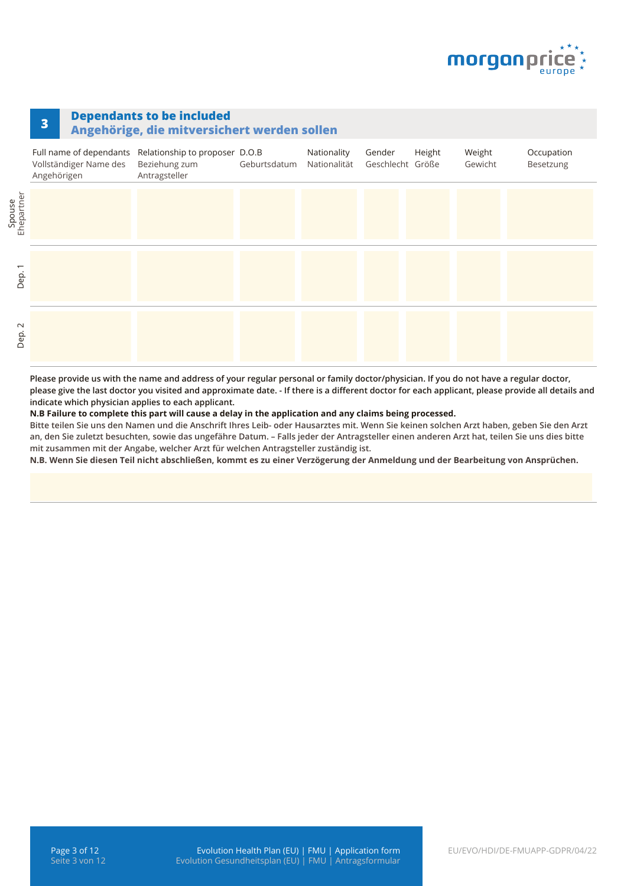## 3 Dependants to be included
## Angehörige, die mitversichert werden sollen

| | Full name of dependants<br>Vollständiger Name des Angehörigen | Relationship to proposer<br>Beziehung zum Antragsteller | D.O.B<br>Geburtsdatum | Nationality<br>Nationalität | Gender<br>Geschlecht | Height<br>Größe | Weight<br>Gewicht | Occupation<br>Besetzung |
|---|---|---|---|---|---|---|---|---|
| Spouse<br>Ehepartner | | | | | | | | |
| Dep. 1 | | | | | | | | |
| Dep. 2 | | | | | | | | |

**Please provide us with the name and address of your regular personal or family doctor/physician. If you do not have a regular doctor, please give the last doctor you visited and approximate date. - If there is a different doctor for each applicant, please provide all details and indicate which physician applies to each applicant.**

**N.B Failure to complete this part will cause a delay in the application and any claims being processed.**

Bitte teilen Sie uns den Namen und die Anschrift Ihres Leib- oder Hausarztes mit. Wenn Sie keinen solchen Arzt haben, geben Sie den Arzt an, den Sie zuletzt besuchten, sowie das ungefähre Datum. – Falls jeder der Antragsteller einen anderen Arzt hat, teilen Sie uns dies bitte mit zusammen mit der Angabe, welcher Arzt für welchen Antragsteller zuständig ist.

**N.B. Wenn Sie diesen Teil nicht abschließen, kommt es zu einer Verzögerung der Anmeldung und der Bearbeitung von Ansprüchen.**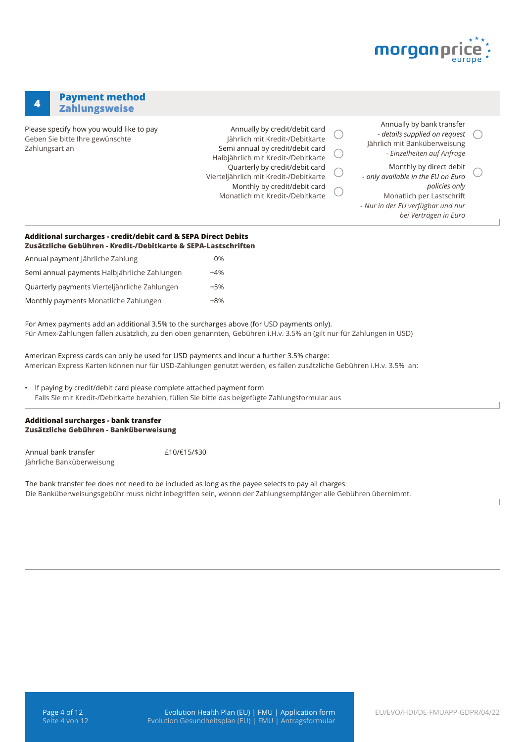## 4 Payment method
## Zahlungsweise

Please specify how you would like to pay
Geben Sie bitte Ihre gewünschte Zahlungsart an

- ◯ Annually by credit/debit card
  Jährlich mit Kredit-/Debitkarte
- ◯ Semi annual by credit/debit card
  Halbjährlich mit Kredit-/Debitkarte
- ◯ Quarterly by credit/debit card
  Vierteljährlich mit Kredit-/Debitkarte
- ◯ Monthly by credit/debit card
  Monatlich mit Kredit-/Debitkarte
- ◯ Annually by bank transfer *- details supplied on request*
  Jährlich mit Banküberweisung *- Einzelheiten auf Anfrage*
- ◯ Monthly by direct debit *- only available in the EU on Euro policies only*
  Monatlich per Lastschrift *- Nur in der EU verfügbar und nur bei Verträgen in Euro*

**Additional surcharges - credit/debit card & SEPA Direct Debits**
**Zusätzliche Gebühren - Kredit-/Debitkarte & SEPA-Lastschriften**

| | |
|---|---|
| Annual payment Jährliche Zahlung | 0% |
| Semi annual payments Halbjährliche Zahlungen | +4% |
| Quarterly payments Vierteljährliche Zahlungen | +5% |
| Monthly payments Monatliche Zahlungen | +8% |

For Amex payments add an additional 3.5% to the surcharges above (for USD payments only).
Für Amex-Zahlungen fallen zusätzlich, zu den oben genannten, Gebühren i.H.v. 3.5% an (gilt nur für Zahlungen in USD)

American Express cards can only be used for USD payments and incur a further 3.5% charge:
American Express Karten können nur für USD-Zahlungen genutzt werden, es fallen zusätzliche Gebühren i.H.v. 3.5% an:

- If paying by credit/debit card please complete attached payment form
  Falls Sie mit Kredit-/Debitkarte bezahlen, füllen Sie bitte das beigefügte Zahlungsformular aus

**Additional surcharges - bank transfer**
**Zusätzliche Gebühren - Banküberweisung**

| | |
|---|---|
| Annual bank transfer<br>Jährliche Banküberweisung | £10/€15/$30 |

The bank transfer fee does not need to be included as long as the payee selects to pay all charges.
Die Banküberweisungsgebühr muss nicht inbegriffen sein, wennn der Zahlungsempfänger alle Gebühren übernimmt.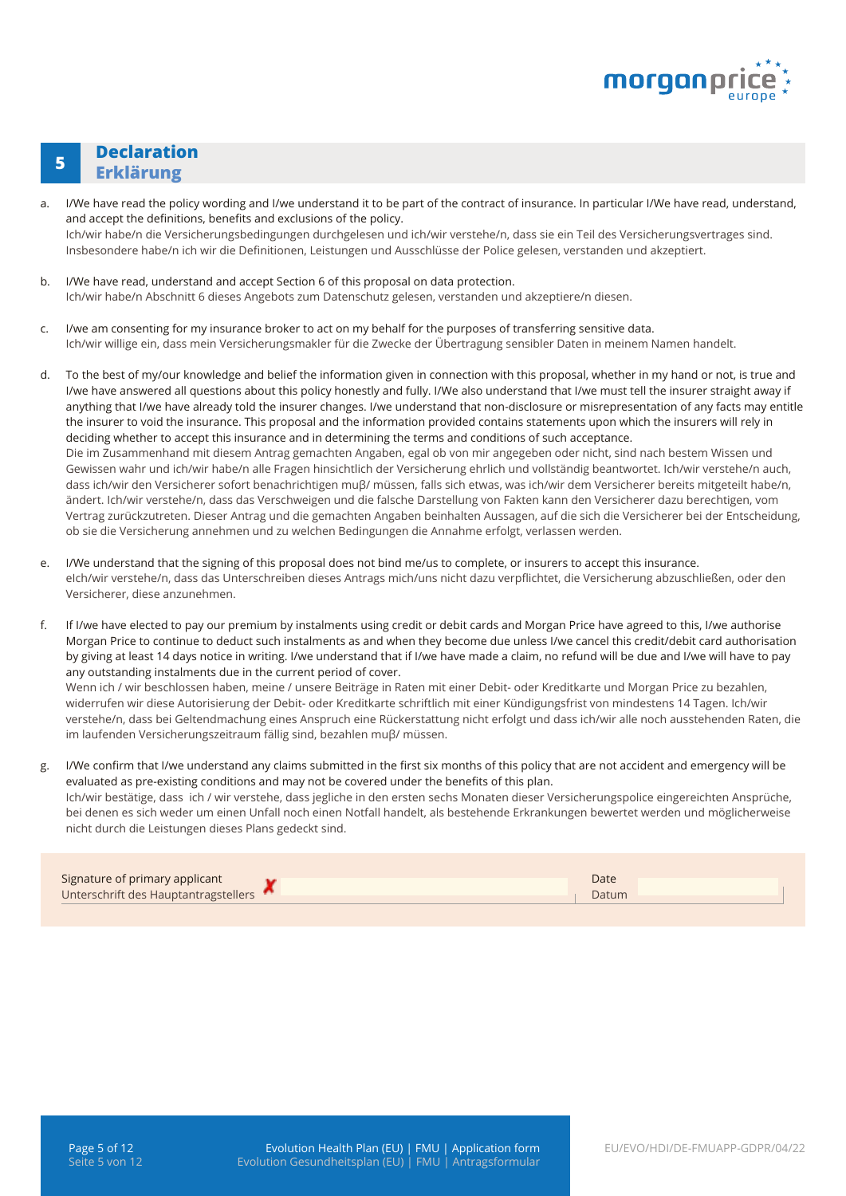## 5 Declaration
## Erklärung

a. I/We have read the policy wording and I/we understand it to be part of the contract of insurance. In particular I/We have read, understand, and accept the definitions, benefits and exclusions of the policy.
Ich/wir habe/n die Versicherungsbedingungen durchgelesen und ich/wir verstehe/n, dass sie ein Teil des Versicherungsvertrages sind. Insbesondere habe/n ich wir die Definitionen, Leistungen und Ausschlüsse der Police gelesen, verstanden und akzeptiert.

b. I/We have read, understand and accept Section 6 of this proposal on data protection.
Ich/wir habe/n Abschnitt 6 dieses Angebots zum Datenschutz gelesen, verstanden und akzeptiere/n diesen.

c. I/we am consenting for my insurance broker to act on my behalf for the purposes of transferring sensitive data.
Ich/wir willige ein, dass mein Versicherungsmakler für die Zwecke der Übertragung sensibler Daten in meinem Namen handelt.

d. To the best of my/our knowledge and belief the information given in connection with this proposal, whether in my hand or not, is true and I/we have answered all questions about this policy honestly and fully. I/We also understand that I/we must tell the insurer straight away if anything that I/we have already told the insurer changes. I/we understand that non-disclosure or misrepresentation of any facts may entitle the insurer to void the insurance. This proposal and the information provided contains statements upon which the insurers will rely in deciding whether to accept this insurance and in determining the terms and conditions of such acceptance.
Die im Zusammenhang mit diesem Antrag gemachten Angaben, egal ob von mir angegeben oder nicht, sind nach bestem Wissen und Gewissen wahr und ich/wir habe/n alle Fragen hinsichtlich der Versicherung ehrlich und vollständig beantwortet. Ich/wir verstehe/n auch, dass ich/wir den Versicherer sofort benachrichtigen muβ/ müssen, falls sich etwas, was ich/wir dem Versicherer bereits mitgeteilt habe/n, ändert. Ich/wir verstehe/n, dass das Verschweigen und die falsche Darstellung von Fakten kann den Versicherer dazu berechtigen, vom Vertrag zurückzutreten. Dieser Antrag und die gemachten Angaben beinhalten Aussagen, auf die sich die Versicherer bei der Entscheidung, ob sie die Versicherung annehmen und zu welchen Bedingungen die Annahme erfolgt, verlassen werden.

e. I/We understand that the signing of this proposal does not bind me/us to complete, or insurers to accept this insurance.
eIch/wir verstehe/n, dass das Unterschreiben dieses Antrags mich/uns nicht dazu verpflichtet, die Versicherung abzuschließen, oder den Versicherer, diese anzunehmen.

f. If I/we have elected to pay our premium by instalments using credit or debit cards and Morgan Price have agreed to this, I/we authorise Morgan Price to continue to deduct such instalments as and when they become due unless I/we cancel this credit/debit card authorisation by giving at least 14 days notice in writing. I/we understand that if I/we have made a claim, no refund will be due and I/we will have to pay any outstanding instalments due in the current period of cover.
Wenn ich / wir beschlossen haben, meine / unsere Beiträge in Raten mit einer Debit- oder Kreditkarte und Morgan Price zu bezahlen, widerrufen wir diese Autorisierung der Debit- oder Kreditkarte schriftlich mit einer Kündigungsfrist von mindestens 14 Tagen. Ich/wir verstehe/n, dass bei Geltendmachung eines Anspruch eine Rückerstattung nicht erfolgt und dass ich/wir alle noch ausstehenden Raten, die im laufenden Versicherungszeitraum fällig sind, bezahlen muβ/ müssen.

g. I/We confirm that I/we understand any claims submitted in the first six months of this policy that are not accident and emergency will be evaluated as pre-existing conditions and may not be covered under the benefits of this plan.
Ich/wir bestätige, dass ich / wir verstehe, dass jegliche in den ersten sechs Monaten dieser Versicherungspolice eingereichten Ansprüche, bei denen es sich weder um einen Unfall noch einen Notfall handelt, als bestehende Erkrankungen bewertet werden und möglicherweise nicht durch die Leistungen dieses Plans gedeckt sind.

| Signature of primary applicant / Unterschrift des Hauptantragstellers ✗ | | Date / Datum | |
|---|---|---|---|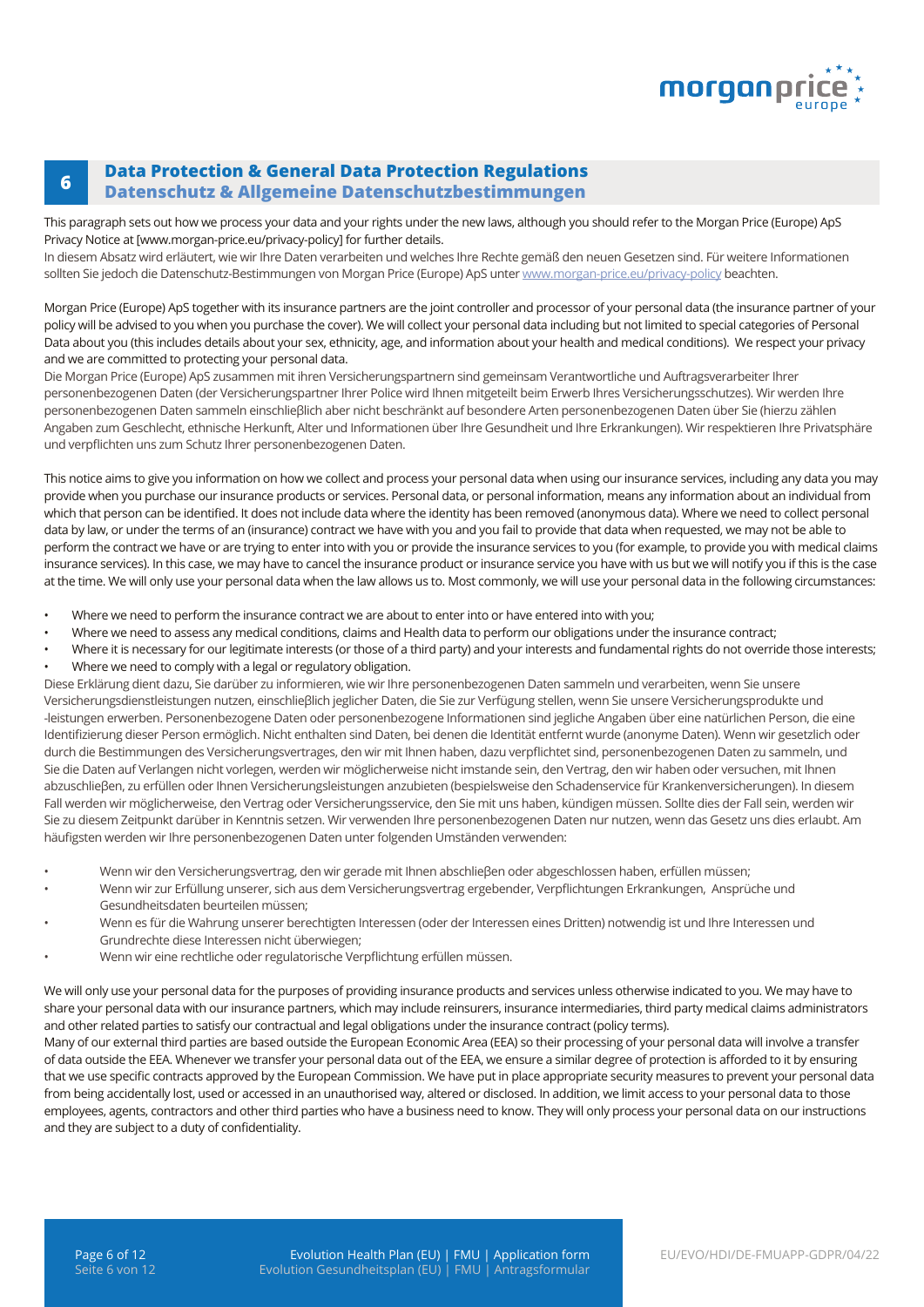## 6 Data Protection & General Data Protection Regulations
## Datenschutz & Allgemeine Datenschutzbestimmungen

This paragraph sets out how we process your data and your rights under the new laws, although you should refer to the Morgan Price (Europe) ApS Privacy Notice at [www.morgan-price.eu/privacy-policy] for further details.
In diesem Absatz wird erläutert, wie wir Ihre Daten verarbeiten und welches Ihre Rechte gemäß den neuen Gesetzen sind. Für weitere Informationen sollten Sie jedoch die Datenschutz-Bestimmungen von Morgan Price (Europe) ApS unter www.morgan-price.eu/privacy-policy beachten.

Morgan Price (Europe) ApS together with its insurance partners are the joint controller and processor of your personal data (the insurance partner of your policy will be advised to you when you purchase the cover). We will collect your personal data including but not limited to special categories of Personal Data about you (this includes details about your sex, ethnicity, age, and information about your health and medical conditions). We respect your privacy and we are committed to protecting your personal data.
Die Morgan Price (Europe) ApS zusammen mit ihren Versicherungspartnern sind gemeinsam Verantwortliche und Auftragsverarbeiter Ihrer personenbezogenen Daten (der Versicherungspartner Ihrer Police wird Ihnen mitgeteilt beim Erwerb Ihres Versicherungsschutzes). Wir werden Ihre personenbezogenen Daten sammeln einschließlich aber nicht beschränkt auf besondere Arten personenbezogenen Daten über Sie (hierzu zählen Angaben zum Geschlecht, ethnische Herkunft, Alter und Informationen über Ihre Gesundheit und Ihre Erkrankungen). Wir respektieren Ihre Privatsphäre und verpflichten uns zum Schutz Ihrer personenbezogenen Daten.

This notice aims to give you information on how we collect and process your personal data when using our insurance services, including any data you may provide when you purchase our insurance products or services. Personal data, or personal information, means any information about an individual from which that person can be identified. It does not include data where the identity has been removed (anonymous data). Where we need to collect personal data by law, or under the terms of an (insurance) contract we have with you and you fail to provide that data when requested, we may not be able to perform the contract we have or are trying to enter into with you or provide the insurance services to you (for example, to provide you with medical claims insurance services). In this case, we may have to cancel the insurance product or insurance service you have with us but we will notify you if this is the case at the time. We will only use your personal data when the law allows us to. Most commonly, we will use your personal data in the following circumstances:

- Where we need to perform the insurance contract we are about to enter into or have entered into with you;
- Where we need to assess any medical conditions, claims and Health data to perform our obligations under the insurance contract;
- Where it is necessary for our legitimate interests (or those of a third party) and your interests and fundamental rights do not override those interests;
- Where we need to comply with a legal or regulatory obligation.

Diese Erklärung dient dazu, Sie darüber zu informieren, wie wir Ihre personenbezogenen Daten sammeln und verarbeiten, wenn Sie unsere Versicherungsdienstleistungen nutzen, einschließlich jeglicher Daten, die Sie zur Verfügung stellen, wenn Sie unsere Versicherungsprodukte und -leistungen erwerben. Personenbezogene Daten oder personenbezogene Informationen sind jegliche Angaben über eine natürlichen Person, die eine Identifizierung dieser Person ermöglich. Nicht enthalten sind Daten, bei denen die Identität entfernt wurde (anonyme Daten). Wenn wir gesetzlich oder durch die Bestimmungen des Versicherungsvertrages, den wir mit Ihnen haben, dazu verpflichtet sind, personenbezogenen Daten zu sammeln, und Sie die Daten auf Verlangen nicht vorlegen, werden wir möglicherweise nicht imstande sein, den Vertrag, den wir haben oder versuchen, mit Ihnen abzuschließen, zu erfüllen oder Ihnen Versicherungsleistungen anzubieten (bespielsweise den Schadenservice für Krankenversicherungen). In diesem Fall werden wir möglicherweise, den Vertrag oder Versicherungsservice, den Sie mit uns haben, kündigen müssen. Sollte dies der Fall sein, werden wir Sie zu diesem Zeitpunkt darüber in Kenntnis setzen. Wir verwenden Ihre personenbezogenen Daten nur nutzen, wenn das Gesetz uns dies erlaubt. Am häufigsten werden wir Ihre personenbezogenen Daten unter folgenden Umständen verwenden:

- Wenn wir den Versicherungsvertrag, den wir gerade mit Ihnen abschließen oder abgeschlossen haben, erfüllen müssen;
- Wenn wir zur Erfüllung unserer, sich aus dem Versicherungsvertrag ergebender, Verpflichtungen Erkrankungen, Ansprüche und Gesundheitsdaten beurteilen müssen;
- Wenn es für die Wahrung unserer berechtigten Interessen (oder der Interessen eines Dritten) notwendig ist und Ihre Interessen und Grundrechte diese Interessen nicht überwiegen;
- Wenn wir eine rechtliche oder regulatorische Verpflichtung erfüllen müssen.

We will only use your personal data for the purposes of providing insurance products and services unless otherwise indicated to you. We may have to share your personal data with our insurance partners, which may include reinsurers, insurance intermediaries, third party medical claims administrators and other related parties to satisfy our contractual and legal obligations under the insurance contract (policy terms).
Many of our external third parties are based outside the European Economic Area (EEA) so their processing of your personal data will involve a transfer of data outside the EEA. Whenever we transfer your personal data out of the EEA, we ensure a similar degree of protection is afforded to it by ensuring that we use specific contracts approved by the European Commission. We have put in place appropriate security measures to prevent your personal data from being accidentally lost, used or accessed in an unauthorised way, altered or disclosed. In addition, we limit access to your personal data to those employees, agents, contractors and other third parties who have a business need to know. They will only process your personal data on our instructions and they are subject to a duty of confidentiality.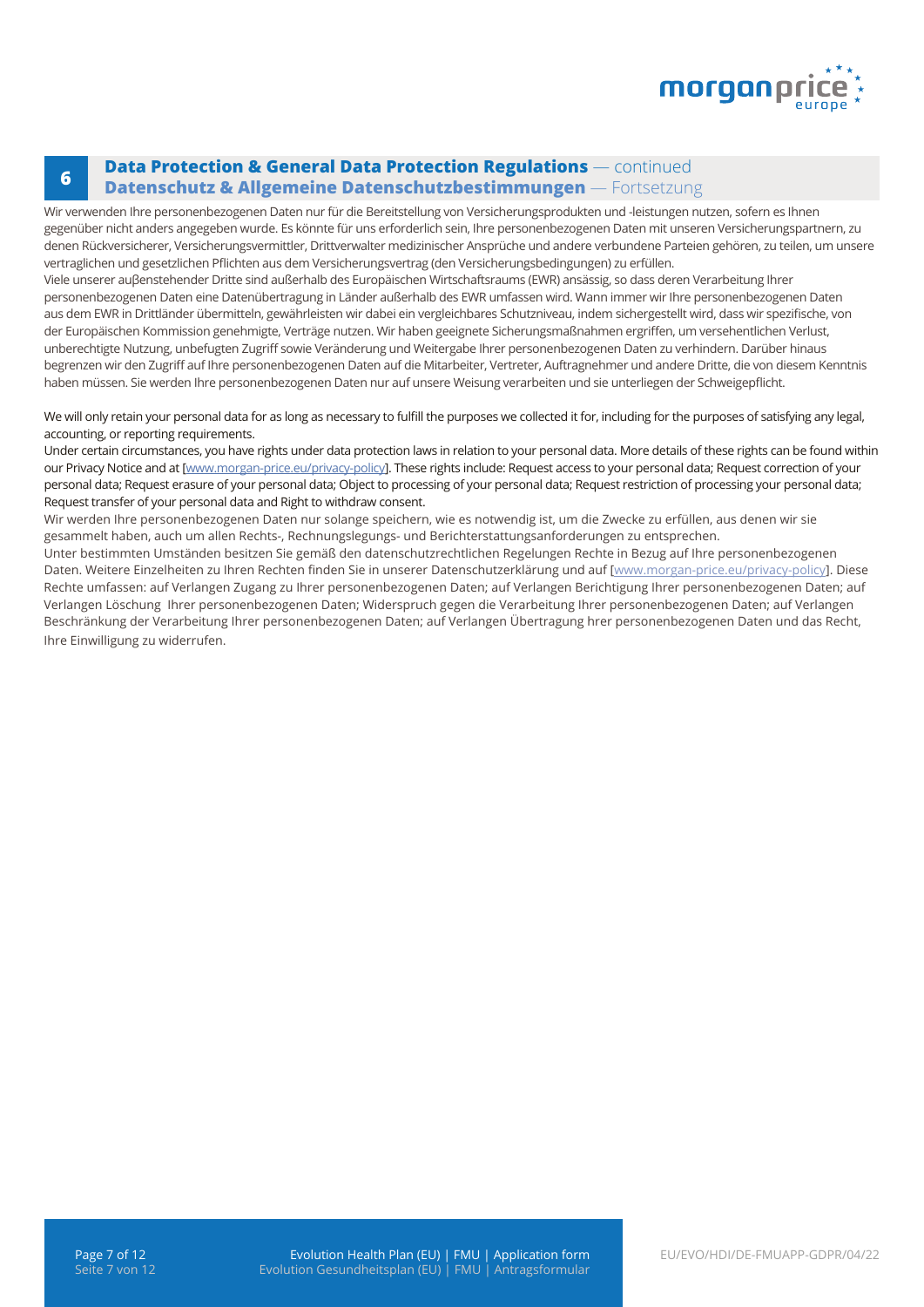## 6 Data Protection & General Data Protection Regulations — continued
## Datenschutz & Allgemeine Datenschutzbestimmungen — Fortsetzung

Wir verwenden Ihre personenbezogenen Daten nur für die Bereitstellung von Versicherungsprodukten und -leistungen nutzen, sofern es Ihnen gegenüber nicht anders angegeben wurde. Es könnte für uns erforderlich sein, Ihre personenbezogenen Daten mit unseren Versicherungspartnern, zu denen Rückversicherer, Versicherungsvermittler, Drittverwalter medizinischer Ansprüche und andere verbundene Parteien gehören, zu teilen, um unsere vertraglichen und gesetzlichen Pflichten aus dem Versicherungsvertrag (den Versicherungsbedingungen) zu erfüllen.
Viele unserer außenstehender Dritte sind außerhalb des Europäischen Wirtschaftsraums (EWR) ansässig, so dass deren Verarbeitung Ihrer personenbezogenen Daten eine Datenübertragung in Länder außerhalb des EWR umfassen wird. Wann immer wir Ihre personenbezogenen Daten aus dem EWR in Drittländer übermitteln, gewährleisten wir dabei ein vergleichbares Schutzniveau, indem sichergestellt wird, dass wir spezifische, von der Europäischen Kommission genehmigte, Verträge nutzen. Wir haben geeignete Sicherungsmaßnahmen ergriffen, um versehentlichen Verlust, unberechtigte Nutzung, unbefugten Zugriff sowie Veränderung und Weitergabe Ihrer personenbezogenen Daten zu verhindern. Darüber hinaus begrenzen wir den Zugriff auf Ihre personenbezogenen Daten auf die Mitarbeiter, Vertreter, Auftragnehmer und andere Dritte, die von diesem Kenntnis haben müssen. Sie werden Ihre personenbezogenen Daten nur auf unsere Weisung verarbeiten und sie unterliegen der Schweigepflicht.

We will only retain your personal data for as long as necessary to fulfill the purposes we collected it for, including for the purposes of satisfying any legal, accounting, or reporting requirements.
Under certain circumstances, you have rights under data protection laws in relation to your personal data. More details of these rights can be found within our Privacy Notice and at [www.morgan-price.eu/privacy-policy]. These rights include: Request access to your personal data; Request correction of your personal data; Request erasure of your personal data; Object to processing of your personal data; Request restriction of processing your personal data; Request transfer of your personal data and Right to withdraw consent.
Wir werden Ihre personenbezogenen Daten nur solange speichern, wie es notwendig ist, um die Zwecke zu erfüllen, aus denen wir sie gesammelt haben, auch um allen Rechts-, Rechnungslegungs- und Berichterstattungsanforderungen zu entsprechen.
Unter bestimmten Umständen besitzen Sie gemäß den datenschutzrechtlichen Regelungen Rechte in Bezug auf Ihre personenbezogenen Daten. Weitere Einzelheiten zu Ihren Rechten finden Sie in unserer Datenschutzerklärung und auf [www.morgan-price.eu/privacy-policy]. Diese Rechte umfassen: auf Verlangen Zugang zu Ihrer personenbezogenen Daten; auf Verlangen Berichtigung Ihrer personenbezogenen Daten; auf Verlangen Löschung Ihrer personenbezogenen Daten; Widerspruch gegen die Verarbeitung Ihrer personenbezogenen Daten; auf Verlangen Beschränkung der Verarbeitung Ihrer personenbezogenen Daten; auf Verlangen Übertragung hrer personenbezogenen Daten und das Recht, Ihre Einwilligung zu widerrufen.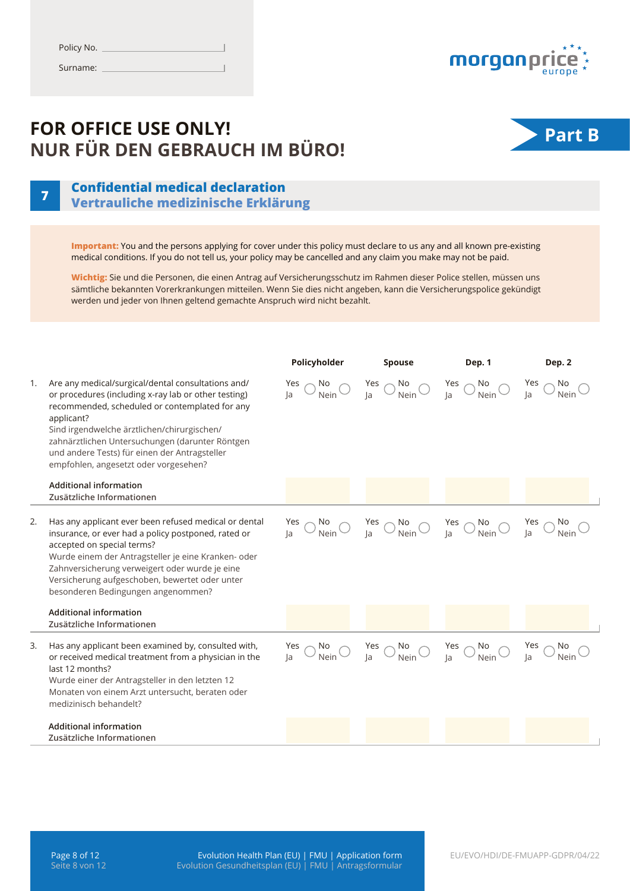Policy No. ______________________

Surname: ______________________

morganprice europe

# FOR OFFICE USE ONLY!
# NUR FÜR DEN GEBRAUCH IM BÜRO!

**Part B**

## 7 Confidential medical declaration
## Vertrauliche medizinische Erklärung

**Important:** You and the persons applying for cover under this policy must declare to us any and all known pre-existing medical conditions. If you do not tell us, your policy may be cancelled and any claim you make may not be paid.

**Wichtig:** Sie und die Personen, die einen Antrag auf Versicherungsschutz im Rahmen dieser Police stellen, müssen uns sämtliche bekannten Vorerkrankungen mitteilen. Wenn Sie dies nicht angeben, kann die Versicherungspolice gekündigt werden und jeder von Ihnen geltend gemachte Anspruch wird nicht bezahlt.

| | | Policyholder | Spouse | Dep. 1 | Dep. 2 |
|---|---|---|---|---|---|
| 1. | Are any medical/surgical/dental consultations and/or procedures (including x-ray lab or other testing) recommended, scheduled or contemplated for any applicant?<br>Sind irgendwelche ärztlichen/chirurgischen/zahnärztlichen Untersuchungen (darunter Röntgen und andere Tests) für einen der Antragsteller empfohlen, angesetzt oder vorgesehen? | Yes/Ja ○ No/Nein ○ | Yes/Ja ○ No/Nein ○ | Yes/Ja ○ No/Nein ○ | Yes/Ja ○ No/Nein ○ |
| | Additional information<br>Zusätzliche Informationen | | | | |
| 2. | Has any applicant ever been refused medical or dental insurance, or ever had a policy postponed, rated or accepted on special terms?<br>Wurde einem der Antragsteller je eine Kranken- oder Zahnversicherung verweigert oder wurde je eine Versicherung aufgeschoben, bewertet oder unter besonderen Bedingungen angenommen? | Yes/Ja ○ No/Nein ○ | Yes/Ja ○ No/Nein ○ | Yes/Ja ○ No/Nein ○ | Yes/Ja ○ No/Nein ○ |
| | Additional information<br>Zusätzliche Informationen | | | | |
| 3. | Has any applicant been examined by, consulted with, or received medical treatment from a physician in the last 12 months?<br>Wurde einer der Antragsteller in den letzten 12 Monaten von einem Arzt untersucht, beraten oder medizinisch behandelt? | Yes/Ja ○ No/Nein ○ | Yes/Ja ○ No/Nein ○ | Yes/Ja ○ No/Nein ○ | Yes/Ja ○ No/Nein ○ |
| | Additional information<br>Zusätzliche Informationen | | | | |

Evolution Health Plan (EU) | FMU | Application form
Evolution Gesundheitsplan (EU) | FMU | Antragsformular

EU/EVO/HDI/DE-FMUAPP-GDPR/04/22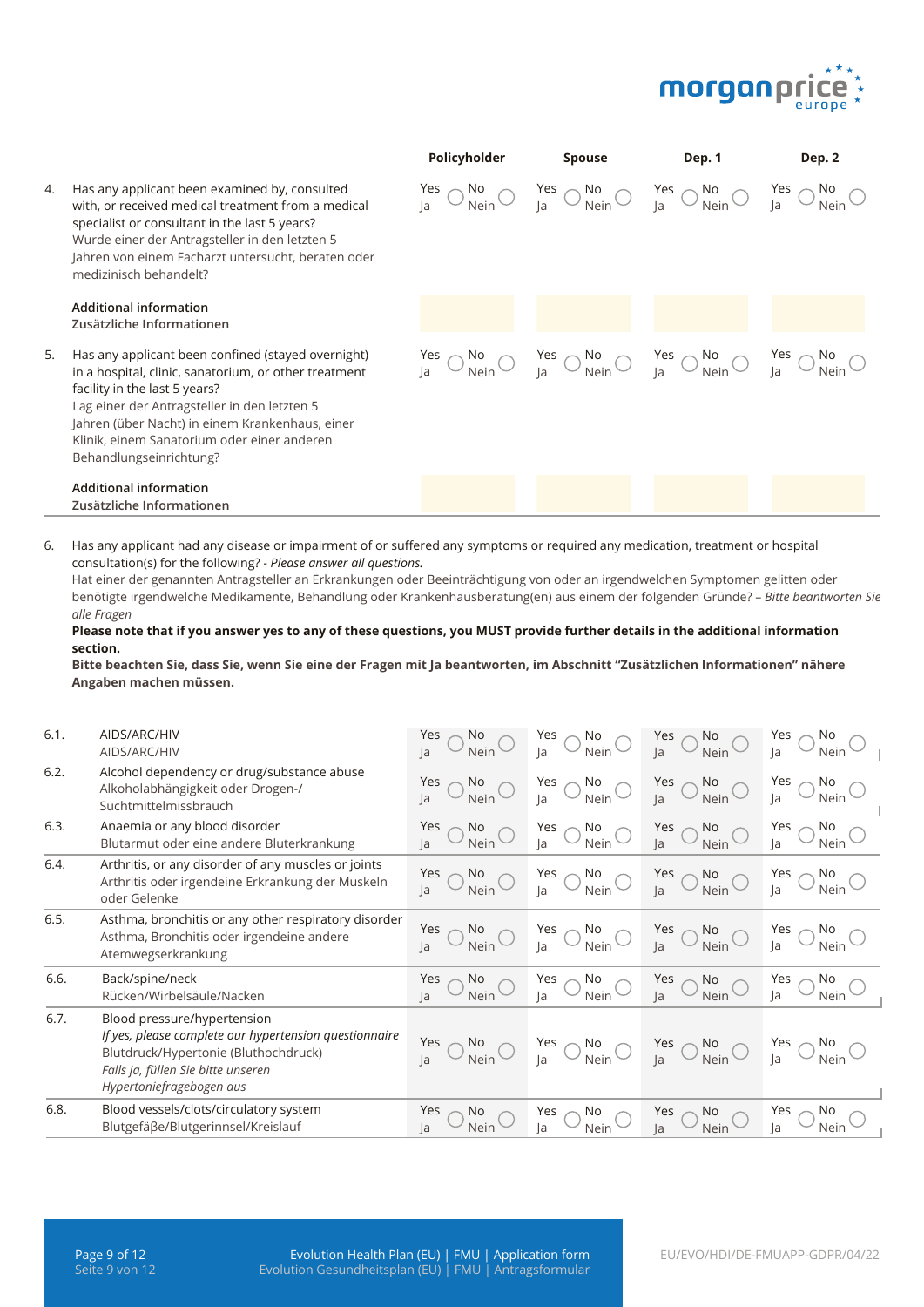| | | Policyholder | Spouse | Dep. 1 | Dep. 2 |
|---|---|---|---|---|---|
| 4. | Has any applicant been examined by, consulted with, or received medical treatment from a medical specialist or consultant in the last 5 years?<br>Wurde einer der Antragsteller in den letzten 5 Jahren von einem Facharzt untersucht, beraten oder medizinisch behandelt? | Yes/Ja ◯ No/Nein ◯ | Yes/Ja ◯ No/Nein ◯ | Yes/Ja ◯ No/Nein ◯ | Yes/Ja ◯ No/Nein ◯ |
| | **Additional information**<br>**Zusätzliche Informationen** | | | | |
| 5. | Has any applicant been confined (stayed overnight) in a hospital, clinic, sanatorium, or other treatment facility in the last 5 years?<br>Lag einer der Antragsteller in den letzten 5 Jahren (über Nacht) in einem Krankenhaus, einer Klinik, einem Sanatorium oder einer anderen Behandlungseinrichtung? | Yes/Ja ◯ No/Nein ◯ | Yes/Ja ◯ No/Nein ◯ | Yes/Ja ◯ No/Nein ◯ | Yes/Ja ◯ No/Nein ◯ |
| | **Additional information**<br>**Zusätzliche Informationen** | | | | |

6. Has any applicant had any disease or impairment of or suffered any symptoms or required any medication, treatment or hospital consultation(s) for the following? - *Please answer all questions.*
Hat einer der genannten Antragsteller an Erkrankungen oder Beeinträchtigung von oder an irgendwelchen Symptomen gelitten oder benötigte irgendwelche Medikamente, Behandlung oder Krankenhausberatung(en) aus einem der folgenden Gründe? – *Bitte beantworten Sie alle Fragen*
**Please note that if you answer yes to any of these questions, you MUST provide further details in the additional information section.**
**Bitte beachten Sie, dass Sie, wenn Sie eine der Fragen mit Ja beantworten, im Abschnitt "Zusätzlichen Informationen" nähere Angaben machen müssen.**

| | | Policyholder | Spouse | Dep. 1 | Dep. 2 |
|---|---|---|---|---|---|
| 6.1. | AIDS/ARC/HIV<br>AIDS/ARC/HIV | Yes/Ja ◯ No/Nein ◯ | Yes/Ja ◯ No/Nein ◯ | Yes/Ja ◯ No/Nein ◯ | Yes/Ja ◯ No/Nein ◯ |
| 6.2. | Alcohol dependency or drug/substance abuse<br>Alkoholabhängigkeit oder Drogen-/Suchtmittelmissbrauch | Yes/Ja ◯ No/Nein ◯ | Yes/Ja ◯ No/Nein ◯ | Yes/Ja ◯ No/Nein ◯ | Yes/Ja ◯ No/Nein ◯ |
| 6.3. | Anaemia or any blood disorder<br>Blutarmut oder eine andere Bluterkrankung | Yes/Ja ◯ No/Nein ◯ | Yes/Ja ◯ No/Nein ◯ | Yes/Ja ◯ No/Nein ◯ | Yes/Ja ◯ No/Nein ◯ |
| 6.4. | Arthritis, or any disorder of any muscles or joints<br>Arthritis oder irgendeine Erkrankung der Muskeln oder Gelenke | Yes/Ja ◯ No/Nein ◯ | Yes/Ja ◯ No/Nein ◯ | Yes/Ja ◯ No/Nein ◯ | Yes/Ja ◯ No/Nein ◯ |
| 6.5. | Asthma, bronchitis or any other respiratory disorder<br>Asthma, Bronchitis oder irgendeine andere Atemwegserkrankung | Yes/Ja ◯ No/Nein ◯ | Yes/Ja ◯ No/Nein ◯ | Yes/Ja ◯ No/Nein ◯ | Yes/Ja ◯ No/Nein ◯ |
| 6.6. | Back/spine/neck<br>Rücken/Wirbelsäule/Nacken | Yes/Ja ◯ No/Nein ◯ | Yes/Ja ◯ No/Nein ◯ | Yes/Ja ◯ No/Nein ◯ | Yes/Ja ◯ No/Nein ◯ |
| 6.7. | Blood pressure/hypertension<br>*If yes, please complete our hypertension questionnaire*<br>Blutdruck/Hypertonie (Bluthochdruck)<br>*Falls ja, füllen Sie bitte unseren Hypertoniefragebogen aus* | Yes/Ja ◯ No/Nein ◯ | Yes/Ja ◯ No/Nein ◯ | Yes/Ja ◯ No/Nein ◯ | Yes/Ja ◯ No/Nein ◯ |
| 6.8. | Blood vessels/clots/circulatory system<br>Blutgefäβe/Blutgerinnsel/Kreislauf | Yes/Ja ◯ No/Nein ◯ | Yes/Ja ◯ No/Nein ◯ | Yes/Ja ◯ No/Nein ◯ | Yes/Ja ◯ No/Nein ◯ |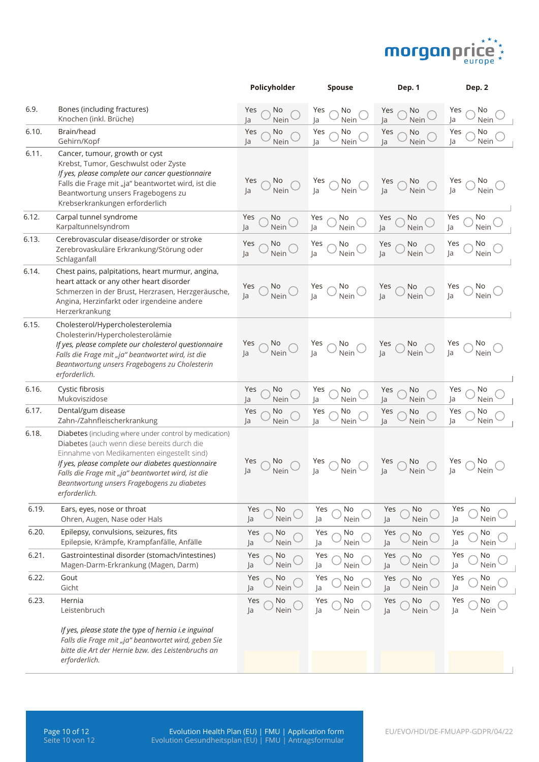| | | Policyholder | Spouse | Dep. 1 | Dep. 2 |
|---|---|---|---|---|---|
| 6.9. | Bones (including fractures)<br>Knochen (inkl. Brüche) | Yes/Ja ◯ No/Nein ◯ | Yes/Ja ◯ No/Nein ◯ | Yes/Ja ◯ No/Nein ◯ | Yes/Ja ◯ No/Nein ◯ |
| 6.10. | Brain/head<br>Gehirn/Kopf | Yes/Ja ◯ No/Nein ◯ | Yes/Ja ◯ No/Nein ◯ | Yes/Ja ◯ No/Nein ◯ | Yes/Ja ◯ No/Nein ◯ |
| 6.11. | Cancer, tumour, growth or cyst<br>Krebst, Tumor, Geschwulst oder Zyste<br>*If yes, please complete our cancer questionnaire*<br>Falls die Frage mit „ja" beantwortet wird, ist die Beantwortung unsers Fragebogens zu Krebserkrankungen erforderlich | Yes/Ja ◯ No/Nein ◯ | Yes/Ja ◯ No/Nein ◯ | Yes/Ja ◯ No/Nein ◯ | Yes/Ja ◯ No/Nein ◯ |
| 6.12. | Carpal tunnel syndrome<br>Karpaltunnelsyndrom | Yes/Ja ◯ No/Nein ◯ | Yes/Ja ◯ No/Nein ◯ | Yes/Ja ◯ No/Nein ◯ | Yes/Ja ◯ No/Nein ◯ |
| 6.13. | Cerebrovascular disease/disorder or stroke<br>Zerebrovaskuläre Erkrankung/Störung oder Schlaganfall | Yes/Ja ◯ No/Nein ◯ | Yes/Ja ◯ No/Nein ◯ | Yes/Ja ◯ No/Nein ◯ | Yes/Ja ◯ No/Nein ◯ |
| 6.14. | Chest pains, palpitations, heart murmur, angina, heart attack or any other heart disorder<br>Schmerzen in der Brust, Herzrasen, Herzgeräusche, Angina, Herzinfarkt oder irgendeine andere Herzerkrankung | Yes/Ja ◯ No/Nein ◯ | Yes/Ja ◯ No/Nein ◯ | Yes/Ja ◯ No/Nein ◯ | Yes/Ja ◯ No/Nein ◯ |
| 6.15. | Cholesterol/Hypercholesterolemia<br>Cholesterin/Hypercholesterolämie<br>*If yes, please complete our cholesterol questionnaire*<br>*Falls die Frage mit „ja" beantwortet wird, ist die Beantwortung unsers Fragebogens zu Cholesterin erforderlich.* | Yes/Ja ◯ No/Nein ◯ | Yes/Ja ◯ No/Nein ◯ | Yes/Ja ◯ No/Nein ◯ | Yes/Ja ◯ No/Nein ◯ |
| 6.16. | Cystic fibrosis<br>Mukoviszidose | Yes/Ja ◯ No/Nein ◯ | Yes/Ja ◯ No/Nein ◯ | Yes/Ja ◯ No/Nein ◯ | Yes/Ja ◯ No/Nein ◯ |
| 6.17. | Dental/gum disease<br>Zahn-/Zahnfleischerkrankung | Yes/Ja ◯ No/Nein ◯ | Yes/Ja ◯ No/Nein ◯ | Yes/Ja ◯ No/Nein ◯ | Yes/Ja ◯ No/Nein ◯ |
| 6.18. | Diabetes (including where under control by medication)<br>Diabetes (auch wenn diese bereits durch die Einnahme von Medikamenten eingestellt sind)<br>*If yes, please complete our diabetes questionnaire*<br>*Falls die Frage mit „ja" beantwortet wird, ist die Beantwortung unsers Fragebogens zu diabetes erforderlich.* | Yes/Ja ◯ No/Nein ◯ | Yes/Ja ◯ No/Nein ◯ | Yes/Ja ◯ No/Nein ◯ | Yes/Ja ◯ No/Nein ◯ |
| 6.19. | Ears, eyes, nose or throat<br>Ohren, Augen, Nase oder Hals | Yes/Ja ◯ No/Nein ◯ | Yes/Ja ◯ No/Nein ◯ | Yes/Ja ◯ No/Nein ◯ | Yes/Ja ◯ No/Nein ◯ |
| 6.20. | Epilepsy, convulsions, seizures, fits<br>Epilepsie, Krämpfe, Krampfanfälle, Anfälle | Yes/Ja ◯ No/Nein ◯ | Yes/Ja ◯ No/Nein ◯ | Yes/Ja ◯ No/Nein ◯ | Yes/Ja ◯ No/Nein ◯ |
| 6.21. | Gastrointestinal disorder (stomach/intestines)<br>Magen-Darm-Erkrankung (Magen, Darm) | Yes/Ja ◯ No/Nein ◯ | Yes/Ja ◯ No/Nein ◯ | Yes/Ja ◯ No/Nein ◯ | Yes/Ja ◯ No/Nein ◯ |
| 6.22. | Gout<br>Gicht | Yes/Ja ◯ No/Nein ◯ | Yes/Ja ◯ No/Nein ◯ | Yes/Ja ◯ No/Nein ◯ | Yes/Ja ◯ No/Nein ◯ |
| 6.23. | Hernia<br>Leistenbruch<br><br>*If yes, please state the type of hernia i.e inguinal*<br>*Falls die Frage mit „ja" beantwortet wird, geben Sie bitte die Art der Hernie bzw. des Leistenbruchs an erforderlich.* | Yes/Ja ◯ No/Nein ◯ | Yes/Ja ◯ No/Nein ◯ | Yes/Ja ◯ No/Nein ◯ | Yes/Ja ◯ No/Nein ◯ |

Evolution Health Plan (EU) | FMU | Application form
Evolution Gesundheitsplan (EU) | FMU | Antragsformular

EU/EVO/HDI/DE-FMUAPP-GDPR/04/22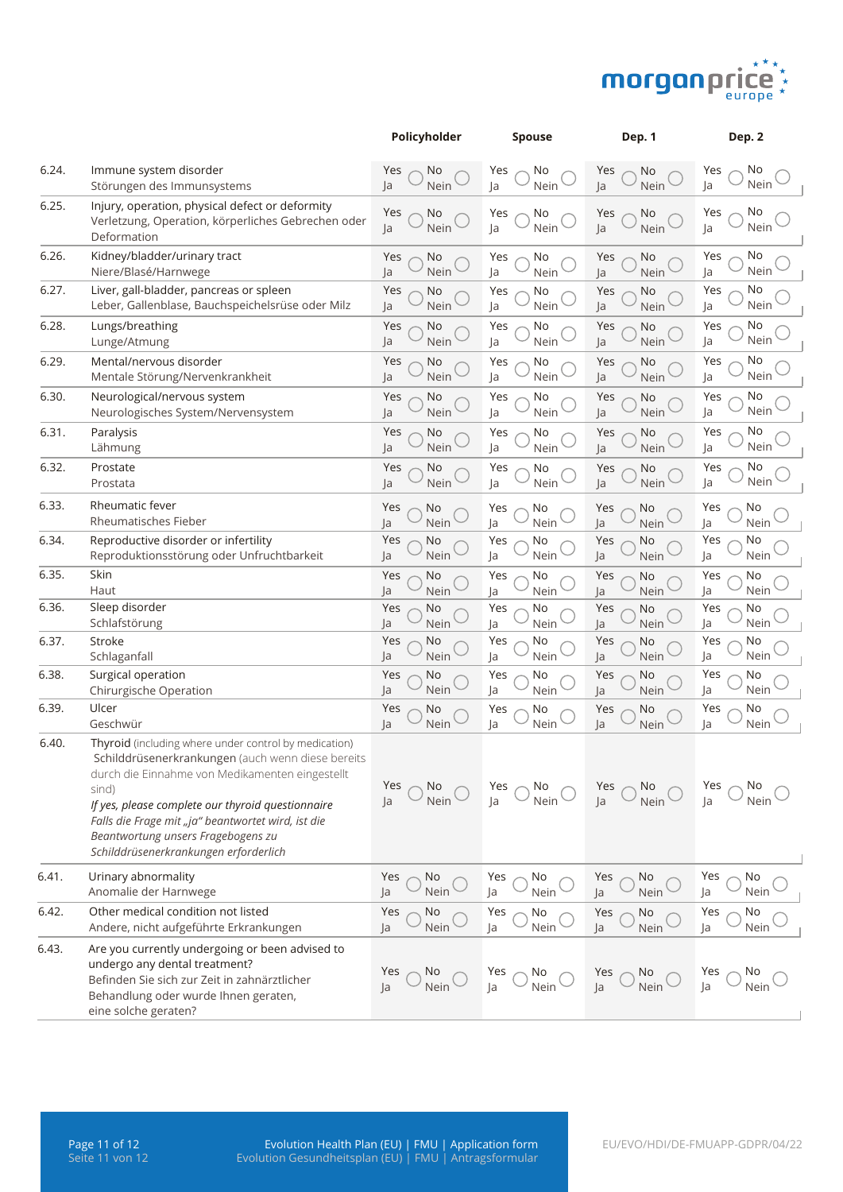| | | Policyholder | Spouse | Dep. 1 | Dep. 2 |
|---|---|---|---|---|---|
| 6.24. | Immune system disorder<br>Störungen des Immunsystems | Yes ◯ No ◯<br>Ja Nein | Yes ◯ No ◯<br>Ja Nein | Yes ◯ No ◯<br>Ja Nein | Yes ◯ No ◯<br>Ja Nein |
| 6.25. | Injury, operation, physical defect or deformity<br>Verletzung, Operation, körperliches Gebrechen oder Deformation | Yes ◯ No ◯<br>Ja Nein | Yes ◯ No ◯<br>Ja Nein | Yes ◯ No ◯<br>Ja Nein | Yes ◯ No ◯<br>Ja Nein |
| 6.26. | Kidney/bladder/urinary tract<br>Niere/Blasé/Harnwege | Yes ◯ No ◯<br>Ja Nein | Yes ◯ No ◯<br>Ja Nein | Yes ◯ No ◯<br>Ja Nein | Yes ◯ No ◯<br>Ja Nein |
| 6.27. | Liver, gall-bladder, pancreas or spleen<br>Leber, Gallenblase, Bauchspeichelsrüse oder Milz | Yes ◯ No ◯<br>Ja Nein | Yes ◯ No ◯<br>Ja Nein | Yes ◯ No ◯<br>Ja Nein | Yes ◯ No ◯<br>Ja Nein |
| 6.28. | Lungs/breathing<br>Lunge/Atmung | Yes ◯ No ◯<br>Ja Nein | Yes ◯ No ◯<br>Ja Nein | Yes ◯ No ◯<br>Ja Nein | Yes ◯ No ◯<br>Ja Nein |
| 6.29. | Mental/nervous disorder<br>Mentale Störung/Nervenkrankheit | Yes ◯ No ◯<br>Ja Nein | Yes ◯ No ◯<br>Ja Nein | Yes ◯ No ◯<br>Ja Nein | Yes ◯ No ◯<br>Ja Nein |
| 6.30. | Neurological/nervous system<br>Neurologisches System/Nervensystem | Yes ◯ No ◯<br>Ja Nein | Yes ◯ No ◯<br>Ja Nein | Yes ◯ No ◯<br>Ja Nein | Yes ◯ No ◯<br>Ja Nein |
| 6.31. | Paralysis<br>Lähmung | Yes ◯ No ◯<br>Ja Nein | Yes ◯ No ◯<br>Ja Nein | Yes ◯ No ◯<br>Ja Nein | Yes ◯ No ◯<br>Ja Nein |
| 6.32. | Prostate<br>Prostata | Yes ◯ No ◯<br>Ja Nein | Yes ◯ No ◯<br>Ja Nein | Yes ◯ No ◯<br>Ja Nein | Yes ◯ No ◯<br>Ja Nein |
| 6.33. | Rheumatic fever<br>Rheumatisches Fieber | Yes ◯ No ◯<br>Ja Nein | Yes ◯ No ◯<br>Ja Nein | Yes ◯ No ◯<br>Ja Nein | Yes ◯ No ◯<br>Ja Nein |
| 6.34. | Reproductive disorder or infertility<br>Reproduktionsstörung oder Unfruchtbarkeit | Yes ◯ No ◯<br>Ja Nein | Yes ◯ No ◯<br>Ja Nein | Yes ◯ No ◯<br>Ja Nein | Yes ◯ No ◯<br>Ja Nein |
| 6.35. | Skin<br>Haut | Yes ◯ No ◯<br>Ja Nein | Yes ◯ No ◯<br>Ja Nein | Yes ◯ No ◯<br>Ja Nein | Yes ◯ No ◯<br>Ja Nein |
| 6.36. | Sleep disorder<br>Schlafstörung | Yes ◯ No ◯<br>Ja Nein | Yes ◯ No ◯<br>Ja Nein | Yes ◯ No ◯<br>Ja Nein | Yes ◯ No ◯<br>Ja Nein |
| 6.37. | Stroke<br>Schlaganfall | Yes ◯ No ◯<br>Ja Nein | Yes ◯ No ◯<br>Ja Nein | Yes ◯ No ◯<br>Ja Nein | Yes ◯ No ◯<br>Ja Nein |
| 6.38. | Surgical operation<br>Chirurgische Operation | Yes ◯ No ◯<br>Ja Nein | Yes ◯ No ◯<br>Ja Nein | Yes ◯ No ◯<br>Ja Nein | Yes ◯ No ◯<br>Ja Nein |
| 6.39. | Ulcer<br>Geschwür | Yes ◯ No ◯<br>Ja Nein | Yes ◯ No ◯<br>Ja Nein | Yes ◯ No ◯<br>Ja Nein | Yes ◯ No ◯<br>Ja Nein |
| 6.40. | Thyroid (including where under control by medication)<br>Schilddrüsenerkrankungen (auch wenn diese bereits durch die Einnahme von Medikamenten eingestellt sind)<br>*If yes, please complete our thyroid questionnaire*<br>*Falls die Frage mit „ja" beantwortet wird, ist die Beantwortung unsers Fragebogens zu Schilddrüsenerkrankungen erforderlich* | Yes ◯ No ◯<br>Ja Nein | Yes ◯ No ◯<br>Ja Nein | Yes ◯ No ◯<br>Ja Nein | Yes ◯ No ◯<br>Ja Nein |
| 6.41. | Urinary abnormality<br>Anomalie der Harnwege | Yes ◯ No ◯<br>Ja Nein | Yes ◯ No ◯<br>Ja Nein | Yes ◯ No ◯<br>Ja Nein | Yes ◯ No ◯<br>Ja Nein |
| 6.42. | Other medical condition not listed<br>Andere, nicht aufgeführte Erkrankungen | Yes ◯ No ◯<br>Ja Nein | Yes ◯ No ◯<br>Ja Nein | Yes ◯ No ◯<br>Ja Nein | Yes ◯ No ◯<br>Ja Nein |
| 6.43. | Are you currently undergoing or been advised to undergo any dental treatment?<br>Befinden Sie sich zur Zeit in zahnärztlicher Behandlung oder wurde Ihnen geraten, eine solche geraten? | Yes ◯ No ◯<br>Ja Nein | Yes ◯ No ◯<br>Ja Nein | Yes ◯ No ◯<br>Ja Nein | Yes ◯ No ◯<br>Ja Nein |

Evolution Health Plan (EU) | FMU | Application form
Evolution Gesundheitsplan (EU) | FMU | Antragsformular

EU/EVO/HDI/DE-FMUAPP-GDPR/04/22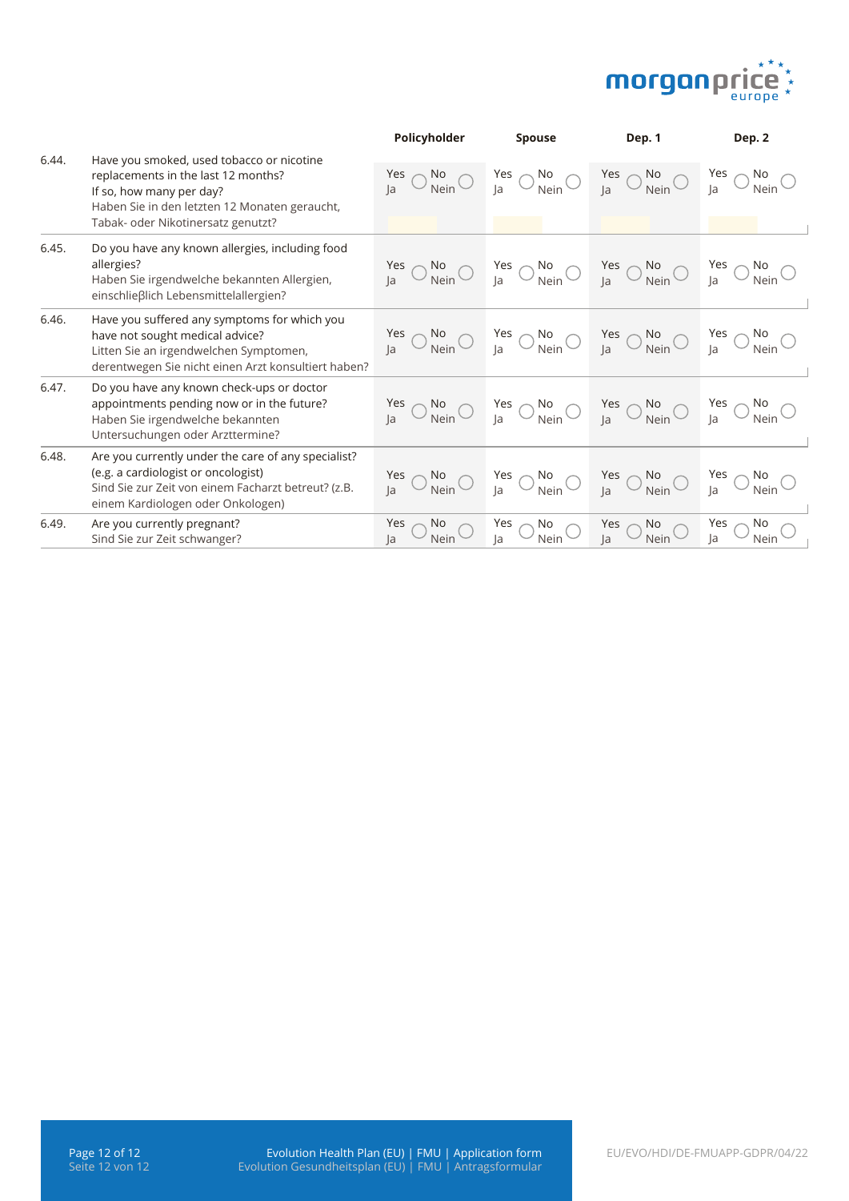| | | Policyholder | Spouse | Dep. 1 | Dep. 2 |
|---|---|---|---|---|---|
| 6.44. | Have you smoked, used tobacco or nicotine replacements in the last 12 months? If so, how many per day?<br>Haben Sie in den letzten 12 Monaten geraucht, Tabak- oder Nikotinersatz genutzt? | Yes/Ja ◯ No/Nein ◯ | Yes/Ja ◯ No/Nein ◯ | Yes/Ja ◯ No/Nein ◯ | Yes/Ja ◯ No/Nein ◯ |
| 6.45. | Do you have any known allergies, including food allergies?<br>Haben Sie irgendwelche bekannten Allergien, einschließlich Lebensmittelallergien? | Yes/Ja ◯ No/Nein ◯ | Yes/Ja ◯ No/Nein ◯ | Yes/Ja ◯ No/Nein ◯ | Yes/Ja ◯ No/Nein ◯ |
| 6.46. | Have you suffered any symptoms for which you have not sought medical advice?<br>Litten Sie an irgendwelchen Symptomen, derentwegen Sie nicht einen Arzt konsultiert haben? | Yes/Ja ◯ No/Nein ◯ | Yes/Ja ◯ No/Nein ◯ | Yes/Ja ◯ No/Nein ◯ | Yes/Ja ◯ No/Nein ◯ |
| 6.47. | Do you have any known check-ups or doctor appointments pending now or in the future?<br>Haben Sie irgendwelche bekannten Untersuchungen oder Arzttermine? | Yes/Ja ◯ No/Nein ◯ | Yes/Ja ◯ No/Nein ◯ | Yes/Ja ◯ No/Nein ◯ | Yes/Ja ◯ No/Nein ◯ |
| 6.48. | Are you currently under the care of any specialist? (e.g. a cardiologist or oncologist)<br>Sind Sie zur Zeit von einem Facharzt betreut? (z.B. einem Kardiologen oder Onkologen) | Yes/Ja ◯ No/Nein ◯ | Yes/Ja ◯ No/Nein ◯ | Yes/Ja ◯ No/Nein ◯ | Yes/Ja ◯ No/Nein ◯ |
| 6.49. | Are you currently pregnant?<br>Sind Sie zur Zeit schwanger? | Yes/Ja ◯ No/Nein ◯ | Yes/Ja ◯ No/Nein ◯ | Yes/Ja ◯ No/Nein ◯ | Yes/Ja ◯ No/Nein ◯ |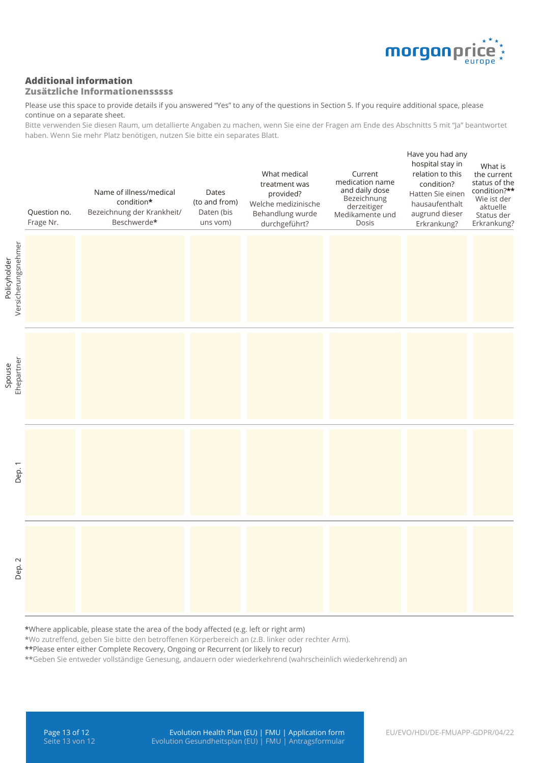## Additional information

### Zusätzliche Informationensssss

Please use this space to provide details if you answered "Yes" to any of the questions in Section 5. If you require additional space, please continue on a separate sheet.

Bitte verwenden Sie diesen Raum, um detallierte Angaben zu machen, wenn Sie eine der Fragen am Ende des Abschnitts 5 mit "Ja" beantwortet haben. Wenn Sie mehr Platz benötigen, nutzen Sie bitte ein separates Blatt.

| | Question no. Frage Nr. | Name of illness/medical condition* Bezeichnung der Krankheit/ Beschwerde* | Dates (to and from) Daten (bis uns vom) | What medical treatment was provided? Welche medizinische Behandlung wurde durchgeführt? | Current medication name and daily dose Bezeichnung derzeitiger Medikamente und Dosis | Have you had any hospital stay in relation to this condition? Hatten Sie einen hausaufenthalt augrund dieser Erkrankung? | What is the current status of the condition?** Wie ist der aktuelle Status der Erkrankung? |
|---|---|---|---|---|---|---|---|
| Policyholder Versicherungsnehmer | | | | | | | |
| Spouse Ehepartner | | | | | | | |
| Dep. 1 | | | | | | | |
| Dep. 2 | | | | | | | |

*Where applicable, please state the area of the body affected (e.g. left or right arm)

*Wo zutreffend, geben Sie bitte den betroffenen Körperbereich an (z.B. linker oder rechter Arm).

**Please enter either Complete Recovery, Ongoing or Recurrent (or likely to recur)

**Geben Sie entweder vollständige Genesung, andauern oder wiederkehrend (wahrscheinlich wiederkehrend) an